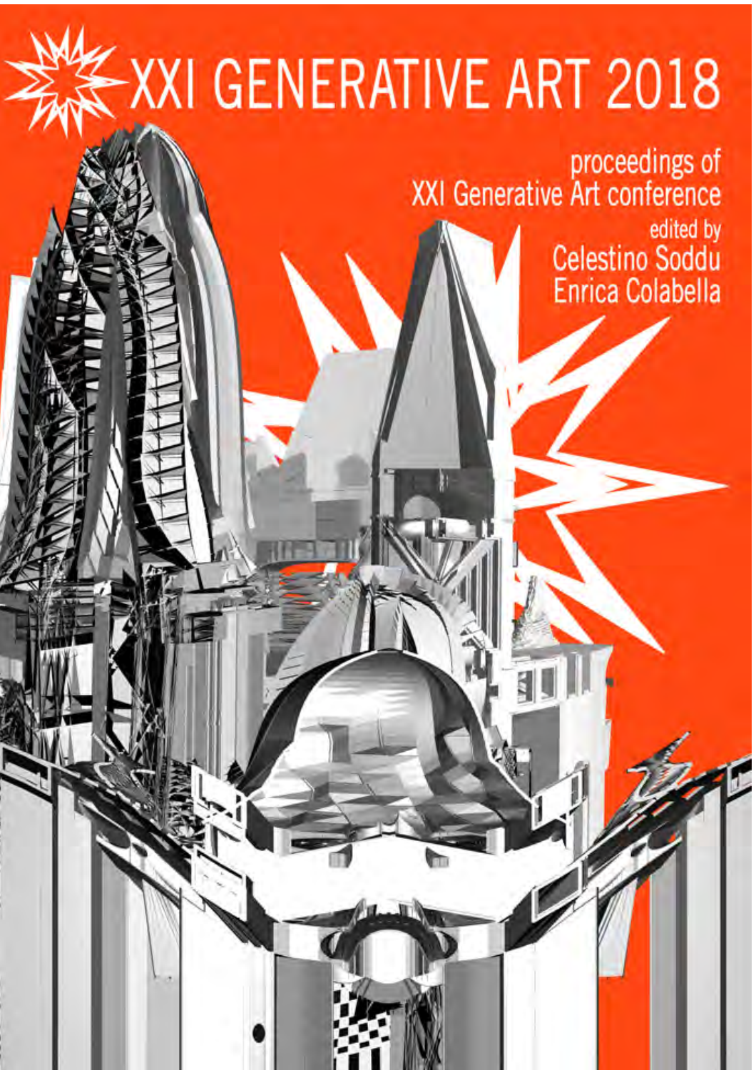# XXI GENERATIVE ART 2018

proceedings of
XXI Generative Art conference

edited by
Celestino Soddu
Enrica Colabella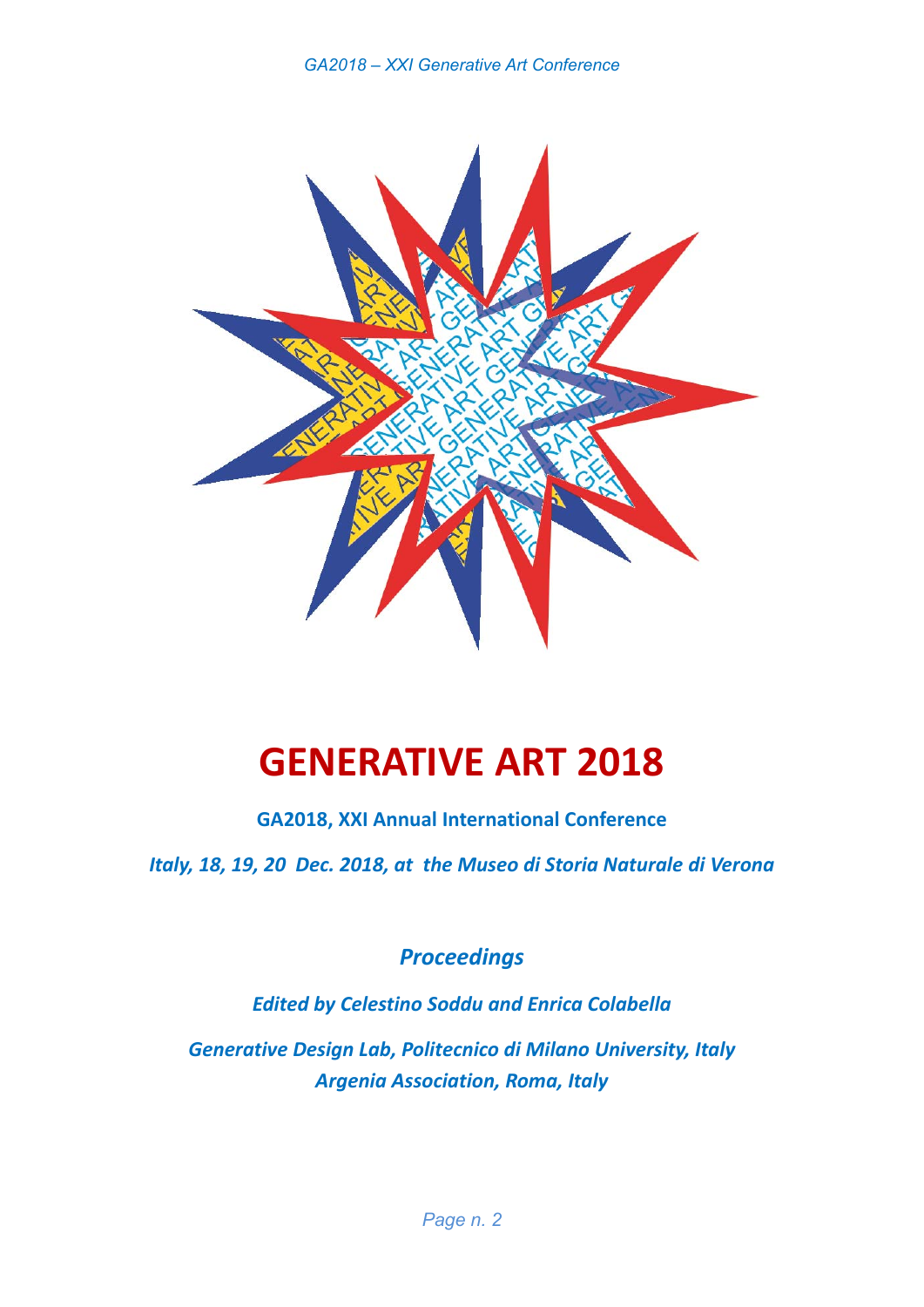# GENERATIVE ART 2018

**GA2018, XXI Annual International Conference**

***Italy, 18, 19, 20 Dec. 2018, at the Museo di Storia Naturale di Verona***

***Proceedings***

***Edited by Celestino Soddu and Enrica Colabella***

***Generative Design Lab, Politecnico di Milano University, Italy***

***Argenia Association, Roma, Italy***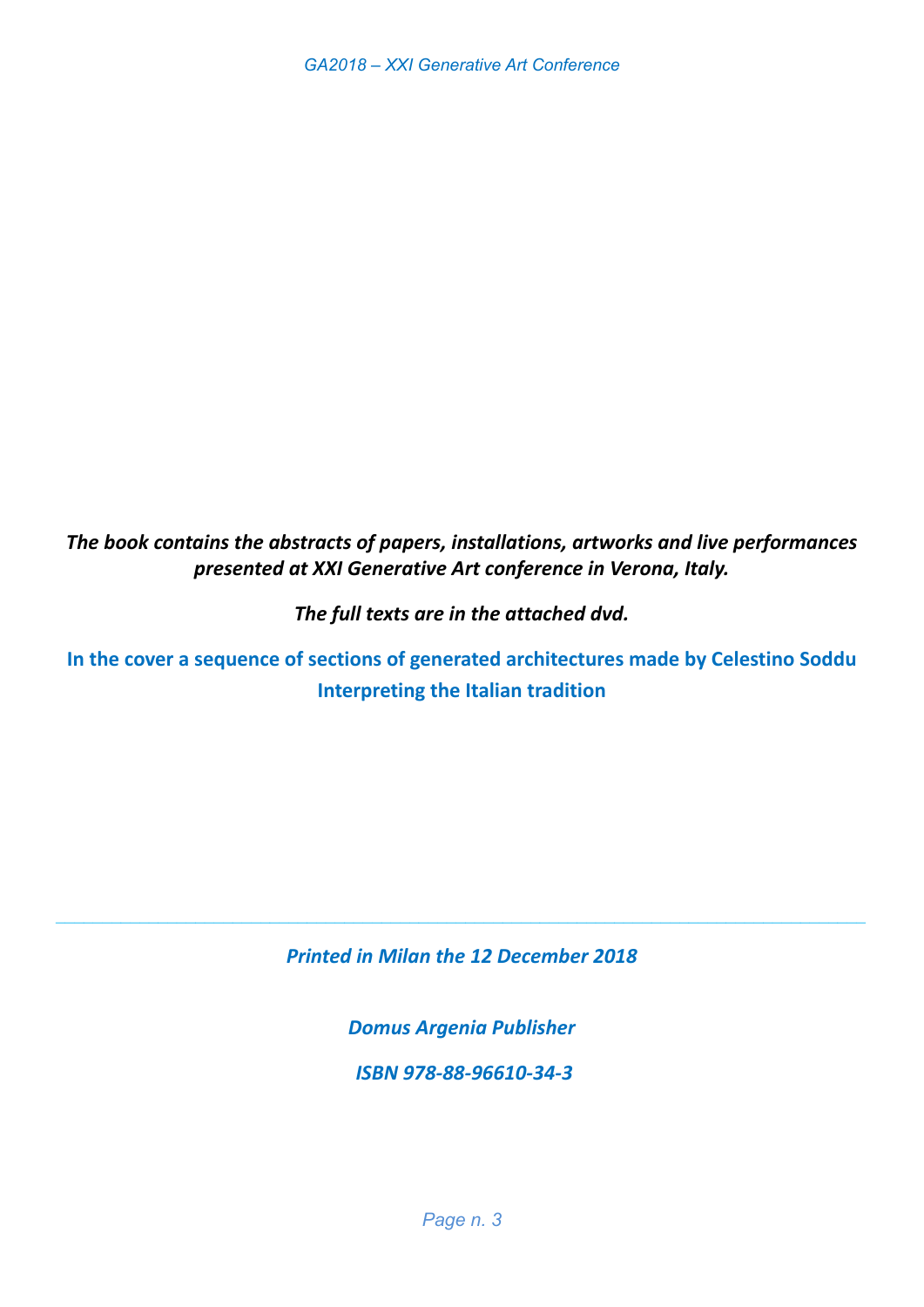***The book contains the abstracts of papers, installations, artworks and live performances presented at XXI Generative Art conference in Verona, Italy.***

***The full texts are in the attached dvd.***

**In the cover a sequence of sections of generated architectures made by Celestino Soddu Interpreting the Italian tradition**

---

***Printed in Milan the 12 December 2018***

***Domus Argenia Publisher***

***ISBN 978-88-96610-34-3***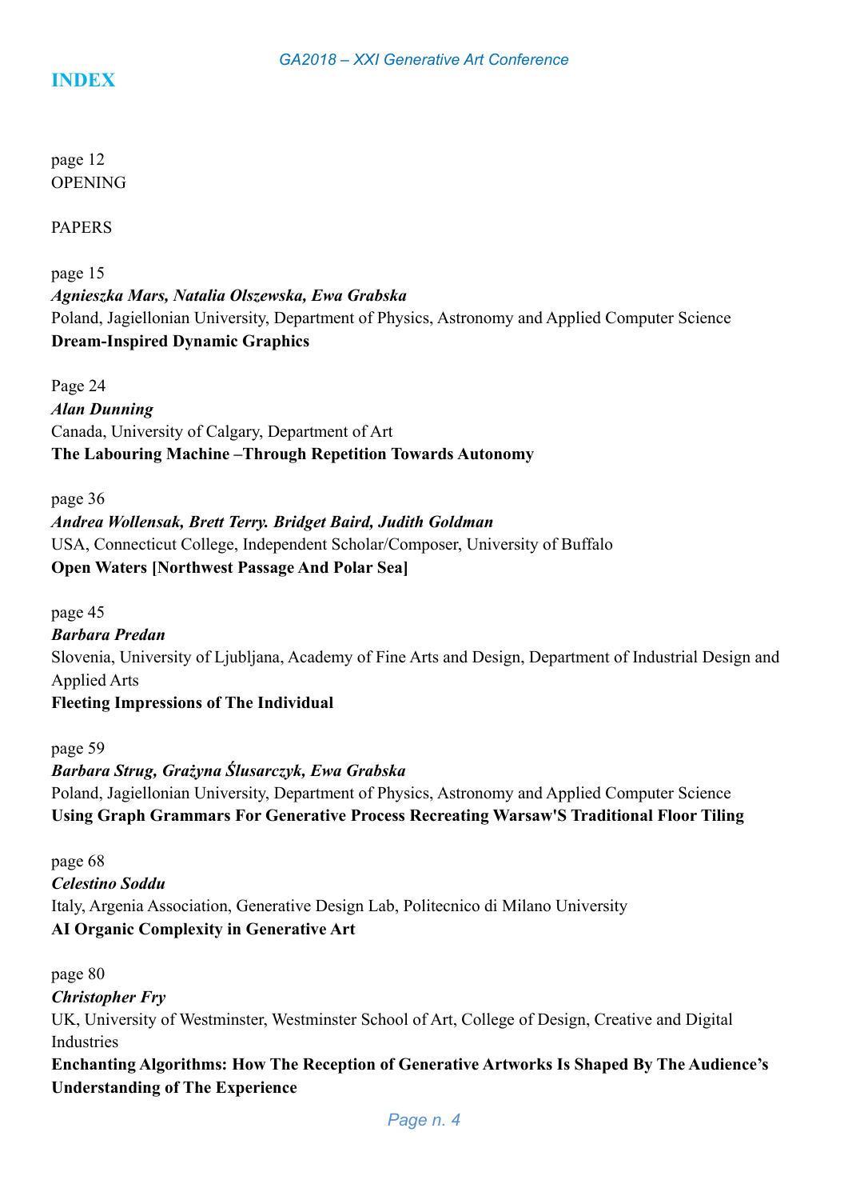# INDEX

page 12
OPENING

PAPERS

page 15
***Agnieszka Mars, Natalia Olszewska, Ewa Grabska***
Poland, Jagiellonian University, Department of Physics, Astronomy and Applied Computer Science
**Dream-Inspired Dynamic Graphics**

Page 24
***Alan Dunning***
Canada, University of Calgary, Department of Art
**The Labouring Machine –Through Repetition Towards Autonomy**

page 36
***Andrea Wollensak, Brett Terry. Bridget Baird, Judith Goldman***
USA, Connecticut College, Independent Scholar/Composer, University of Buffalo
**Open Waters [Northwest Passage And Polar Sea]**

page 45
***Barbara Predan***
Slovenia, University of Ljubljana, Academy of Fine Arts and Design, Department of Industrial Design and Applied Arts
**Fleeting Impressions of The Individual**

page 59
***Barbara Strug, Grażyna Ślusarczyk, Ewa Grabska***
Poland, Jagiellonian University, Department of Physics, Astronomy and Applied Computer Science
**Using Graph Grammars For Generative Process Recreating Warsaw'S Traditional Floor Tiling**

page 68
***Celestino Soddu***
Italy, Argenia Association, Generative Design Lab, Politecnico di Milano University
**AI Organic Complexity in Generative Art**

page 80
***Christopher Fry***
UK, University of Westminster, Westminster School of Art, College of Design, Creative and Digital Industries
**Enchanting Algorithms: How The Reception of Generative Artworks Is Shaped By The Audience's Understanding of The Experience**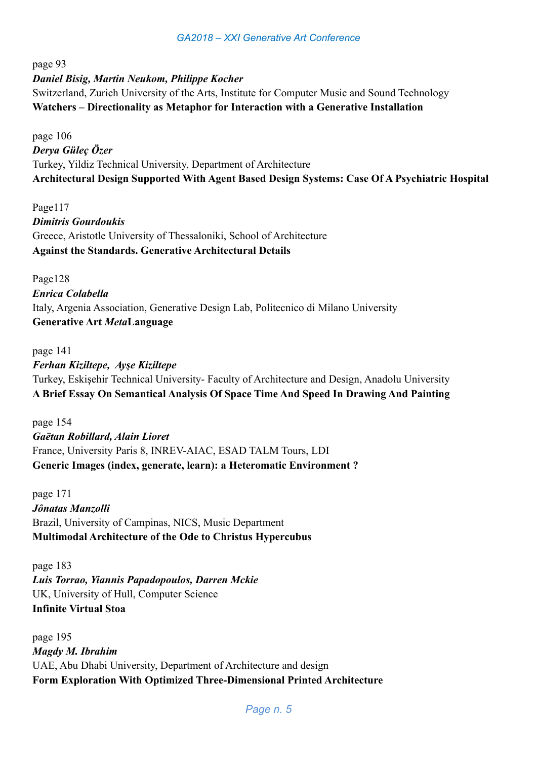page 93

***Daniel Bisig, Martin Neukom, Philippe Kocher***

Switzerland, Zurich University of the Arts, Institute for Computer Music and Sound Technology

**Watchers – Directionality as Metaphor for Interaction with a Generative Installation**

page 106

***Derya Güleç Özer***

Turkey, Yildiz Technical University, Department of Architecture

**Architectural Design Supported With Agent Based Design Systems: Case Of A Psychiatric Hospital**

Page117

***Dimitris Gourdoukis***

Greece, Aristotle University of Thessaloniki, School of Architecture

**Against the Standards. Generative Architectural Details**

Page128

***Enrica Colabella***

Italy, Argenia Association, Generative Design Lab, Politecnico di Milano University

**Generative Art *Meta*Language**

page 141

***Ferhan Kiziltepe, Ayşe Kiziltepe***

Turkey, Eskişehir Technical University- Faculty of Architecture and Design, Anadolu University

**A Brief Essay On Semantical Analysis Of Space Time And Speed In Drawing And Painting**

page 154

***Gaëtan Robillard, Alain Lioret***

France, University Paris 8, INREV-AIAC, ESAD TALM Tours, LDI

**Generic Images (index, generate, learn): a Heteromatic Environment ?**

page 171

***Jônatas Manzolli***

Brazil, University of Campinas, NICS, Music Department

**Multimodal Architecture of the Ode to Christus Hypercubus**

page 183

***Luis Torrao, Yiannis Papadopoulos, Darren Mckie***

UK, University of Hull, Computer Science

**Infinite Virtual Stoa**

page 195

***Magdy M. Ibrahim***

UAE, Abu Dhabi University, Department of Architecture and design

**Form Exploration With Optimized Three-Dimensional Printed Architecture**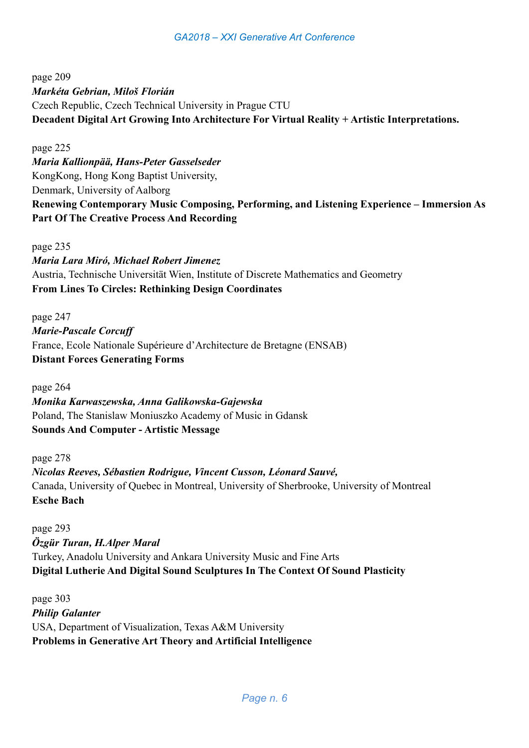page 209
***Markéta Gebrian, Miloš Florián***
Czech Republic, Czech Technical University in Prague CTU
**Decadent Digital Art Growing Into Architecture For Virtual Reality + Artistic Interpretations.**

page 225
***Maria Kallionpää, Hans-Peter Gasselseder***
KongKong, Hong Kong Baptist University,
Denmark, University of Aalborg
**Renewing Contemporary Music Composing, Performing, and Listening Experience – Immersion As Part Of The Creative Process And Recording**

page 235
***Maria Lara Miró, Michael Robert Jimenez***
Austria, Technische Universität Wien, Institute of Discrete Mathematics and Geometry
**From Lines To Circles: Rethinking Design Coordinates**

page 247
***Marie-Pascale Corcuff***
France, Ecole Nationale Supérieure d'Architecture de Bretagne (ENSAB)
**Distant Forces Generating Forms**

page 264
***Monika Karwaszewska, Anna Galikowska-Gajewska***
Poland, The Stanislaw Moniuszko Academy of Music in Gdansk
**Sounds And Computer - Artistic Message**

page 278
***Nicolas Reeves, Sébastien Rodrigue, Vincent Cusson, Léonard Sauvé,***
Canada, University of Quebec in Montreal, University of Sherbrooke, University of Montreal
**Esche Bach**

page 293
***Özgür Turan, H.Alper Maral***
Turkey, Anadolu University and Ankara University Music and Fine Arts
**Digital Lutherie And Digital Sound Sculptures In The Context Of Sound Plasticity**

page 303
***Philip Galanter***
USA, Department of Visualization, Texas A&M University
**Problems in Generative Art Theory and Artificial Intelligence**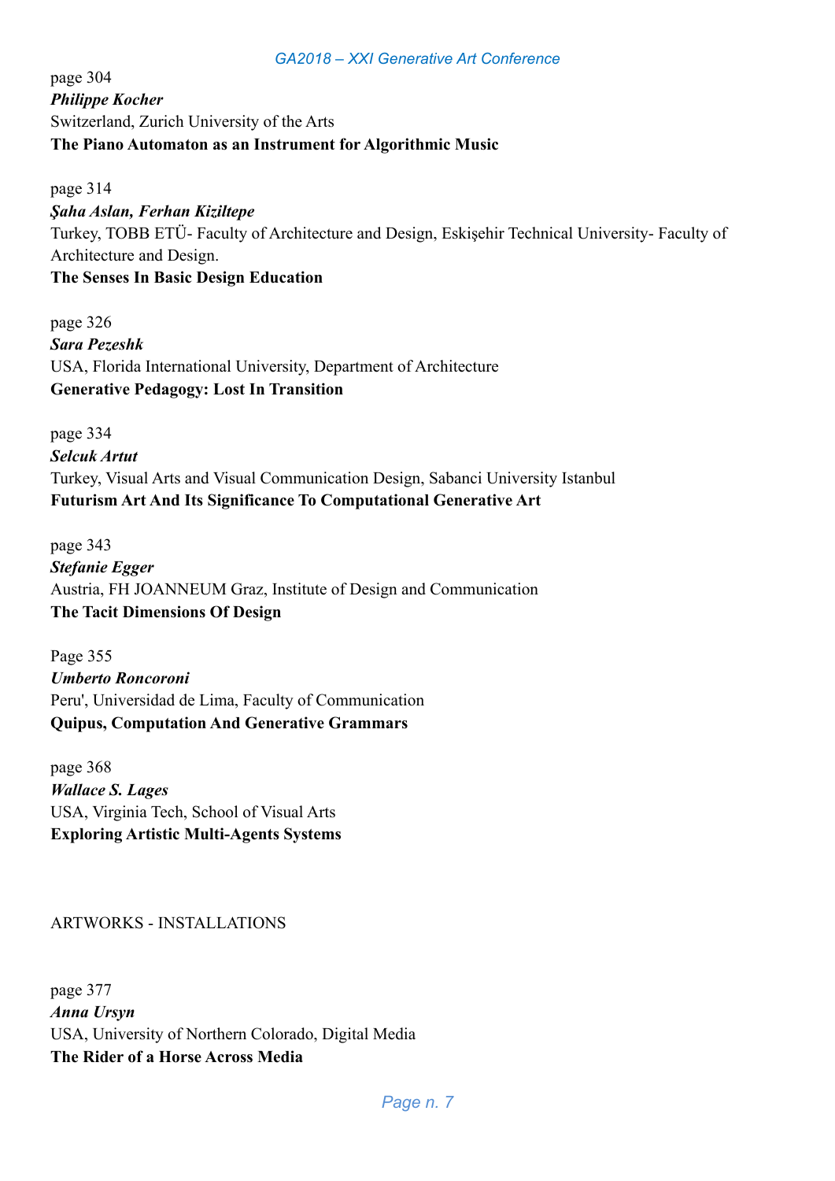page 304
***Philippe Kocher***
Switzerland, Zurich University of the Arts
**The Piano Automaton as an Instrument for Algorithmic Music**

page 314
***Şaha Aslan, Ferhan Kiziltepe***
Turkey, TOBB ETÜ- Faculty of Architecture and Design, Eskişehir Technical University- Faculty of Architecture and Design.
**The Senses In Basic Design Education**

page 326
***Sara Pezeshk***
USA, Florida International University, Department of Architecture
**Generative Pedagogy: Lost In Transition**

page 334
***Selcuk Artut***
Turkey, Visual Arts and Visual Communication Design, Sabanci University Istanbul
**Futurism Art And Its Significance To Computational Generative Art**

page 343
***Stefanie Egger***
Austria, FH JOANNEUM Graz, Institute of Design and Communication
**The Tacit Dimensions Of Design**

Page 355
***Umberto Roncoroni***
Peru', Universidad de Lima, Faculty of Communication
**Quipus, Computation And Generative Grammars**

page 368
***Wallace S. Lages***
USA, Virginia Tech, School of Visual Arts
**Exploring Artistic Multi-Agents Systems**

ARTWORKS - INSTALLATIONS

page 377
***Anna Ursyn***
USA, University of Northern Colorado, Digital Media
**The Rider of a Horse Across Media**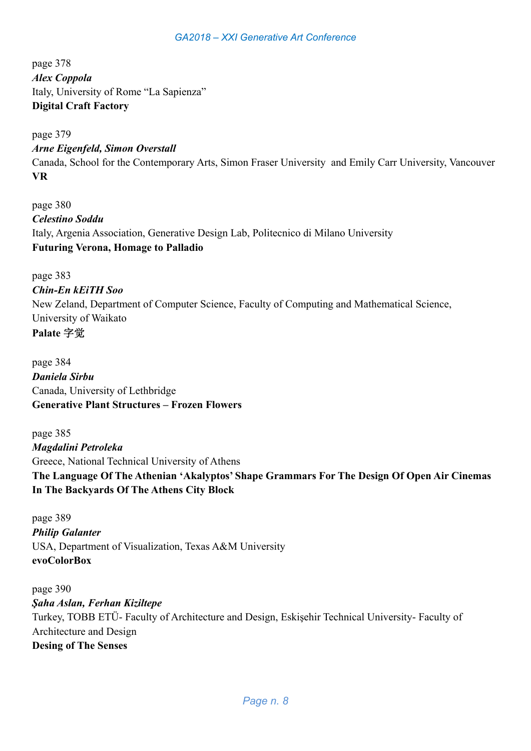page 378
***Alex Coppola***
Italy, University of Rome “La Sapienza”
**Digital Craft Factory**

page 379
***Arne Eigenfeld, Simon Overstall***
Canada, School for the Contemporary Arts, Simon Fraser University and Emily Carr University, Vancouver
**VR**

page 380
***Celestino Soddu***
Italy, Argenia Association, Generative Design Lab, Politecnico di Milano University
**Futuring Verona, Homage to Palladio**

page 383
***Chin-En kEiTH Soo***
New Zeland, Department of Computer Science, Faculty of Computing and Mathematical Science, University of Waikato
**Palate 字觉**

page 384
***Daniela Sirbu***
Canada, University of Lethbridge
**Generative Plant Structures – Frozen Flowers**

page 385
***Magdalini Petroleka***
Greece, National Technical University of Athens
**The Language Of The Athenian ‘Akalyptos’ Shape Grammars For The Design Of Open Air Cinemas In The Backyards Of The Athens City Block**

page 389
***Philip Galanter***
USA, Department of Visualization, Texas A&M University
**evoColorBox**

page 390
***Şaha Aslan, Ferhan Kiziltepe***
Turkey, TOBB ETÜ- Faculty of Architecture and Design, Eskişehir Technical University- Faculty of Architecture and Design
**Desing of The Senses**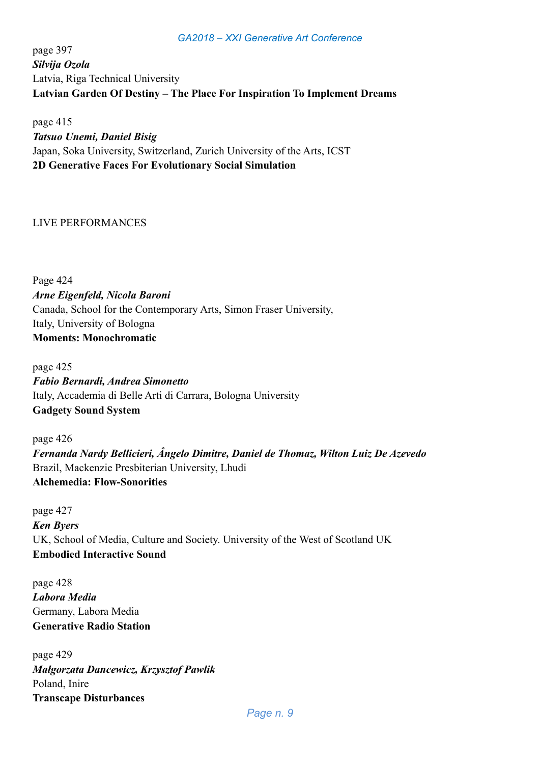page 397

***Silvija Ozola***

Latvia, Riga Technical University

**Latvian Garden Of Destiny – The Place For Inspiration To Implement Dreams**

page 415

***Tatsuo Unemi, Daniel Bisig***

Japan, Soka University, Switzerland, Zurich University of the Arts, ICST

**2D Generative Faces For Evolutionary Social Simulation**

LIVE PERFORMANCES

Page 424

***Arne Eigenfeld, Nicola Baroni***

Canada, School for the Contemporary Arts, Simon Fraser University,
Italy, University of Bologna

**Moments: Monochromatic**

page 425

***Fabio Bernardi, Andrea Simonetto***

Italy, Accademia di Belle Arti di Carrara, Bologna University

**Gadgety Sound System**

page 426

***Fernanda Nardy Bellicieri, Ângelo Dimitre, Daniel de Thomaz, Wilton Luiz De Azevedo***

Brazil, Mackenzie Presbiterian University, Lhudi

**Alchemedia: Flow-Sonorities**

page 427

***Ken Byers***

UK, School of Media, Culture and Society. University of the West of Scotland UK

**Embodied Interactive Sound**

page 428

***Labora Media***

Germany, Labora Media

**Generative Radio Station**

page 429

***Małgorzata Dancewicz, Krzysztof Pawlik***

Poland, Inire

**Transcape Disturbances**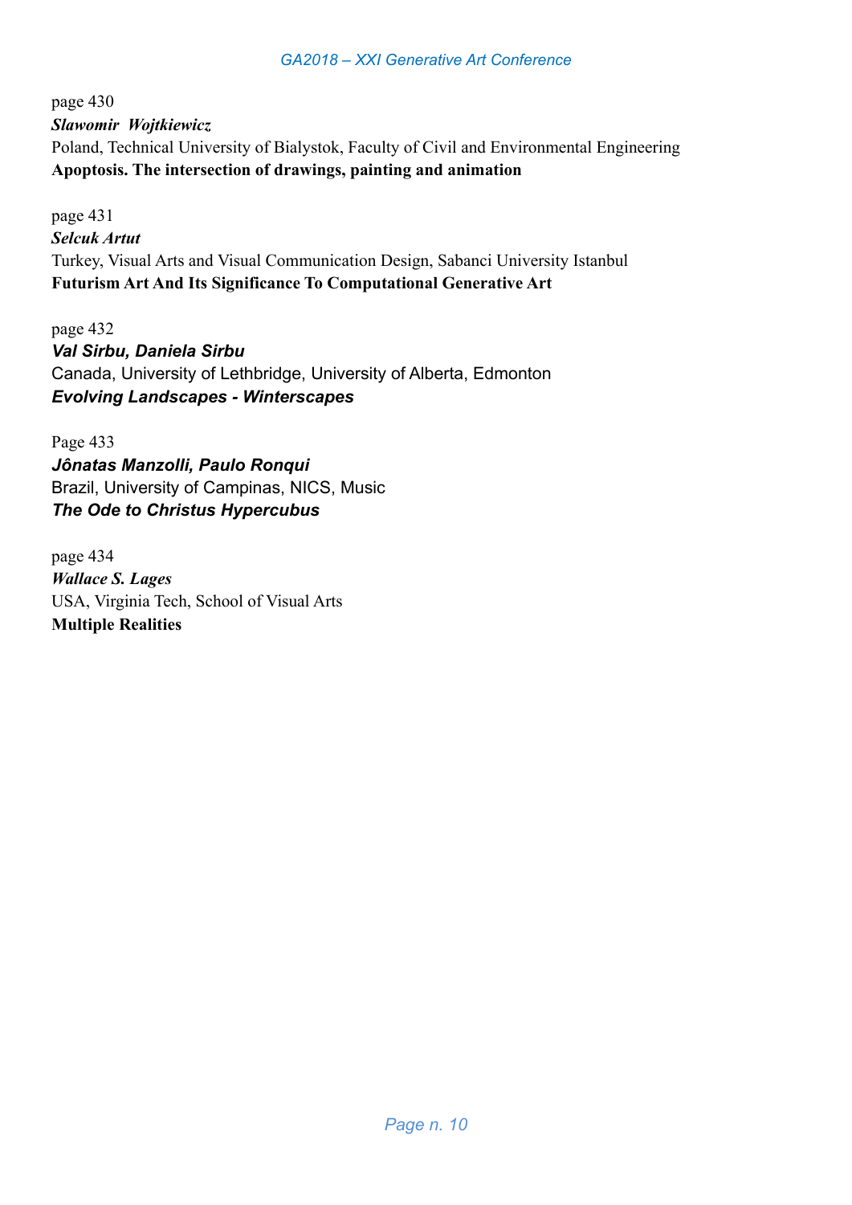page 430
***Slawomir Wojtkiewicz***
Poland, Technical University of Bialystok, Faculty of Civil and Environmental Engineering
**Apoptosis. The intersection of drawings, painting and animation**

page 431
***Selcuk Artut***
Turkey, Visual Arts and Visual Communication Design, Sabanci University Istanbul
**Futurism Art And Its Significance To Computational Generative Art**

page 432
***Val Sirbu, Daniela Sirbu***
Canada, University of Lethbridge, University of Alberta, Edmonton
***Evolving Landscapes - Winterscapes***

Page 433
***Jônatas Manzolli, Paulo Ronqui***
Brazil, University of Campinas, NICS, Music
***The Ode to Christus Hypercubus***

page 434
***Wallace S. Lages***
USA, Virginia Tech, School of Visual Arts
**Multiple Realities**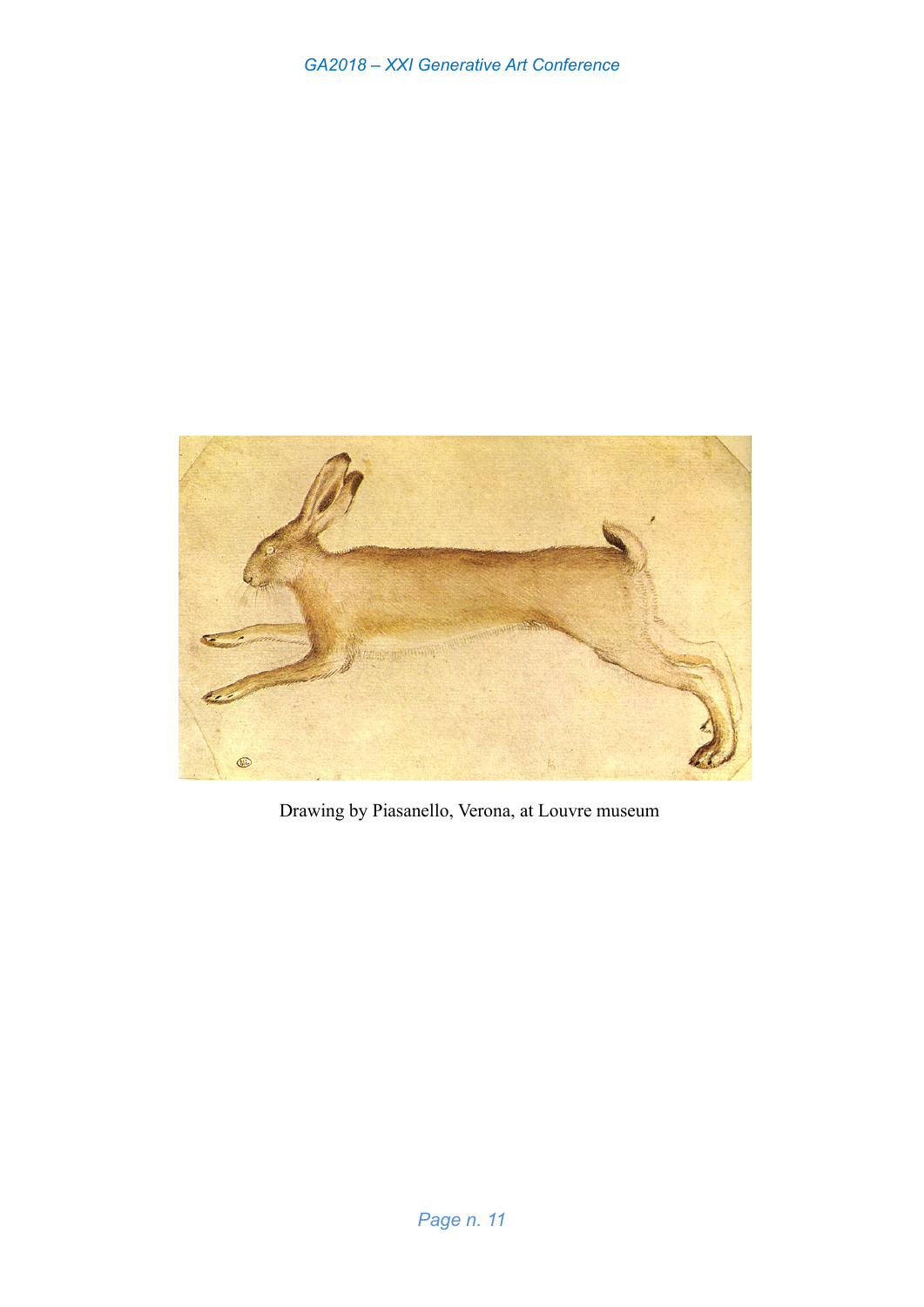Drawing by Piasanello, Verona, at Louvre museum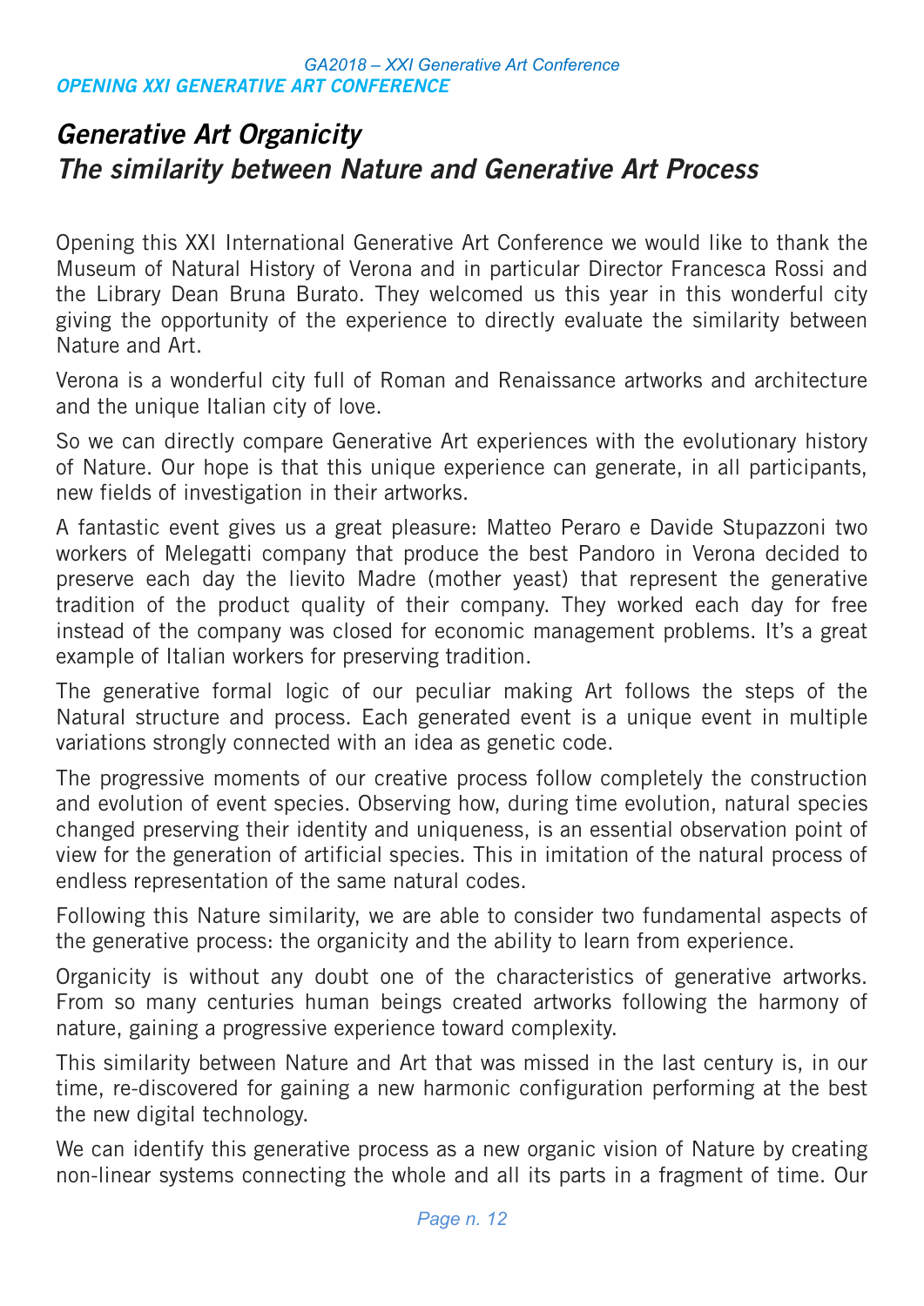**OPENING XXI GENERATIVE ART CONFERENCE**

# Generative Art Organicity
## The similarity between Nature and Generative Art Process

Opening this XXI International Generative Art Conference we would like to thank the Museum of Natural History of Verona and in particular Director Francesca Rossi and the Library Dean Bruna Burato. They welcomed us this year in this wonderful city giving the opportunity of the experience to directly evaluate the similarity between Nature and Art.

Verona is a wonderful city full of Roman and Renaissance artworks and architecture and the unique Italian city of love.

So we can directly compare Generative Art experiences with the evolutionary history of Nature. Our hope is that this unique experience can generate, in all participants, new fields of investigation in their artworks.

A fantastic event gives us a great pleasure: Matteo Peraro e Davide Stupazzoni two workers of Melegatti company that produce the best Pandoro in Verona decided to preserve each day the lievito Madre (mother yeast) that represent the generative tradition of the product quality of their company. They worked each day for free instead of the company was closed for economic management problems. It's a great example of Italian workers for preserving tradition.

The generative formal logic of our peculiar making Art follows the steps of the Natural structure and process. Each generated event is a unique event in multiple variations strongly connected with an idea as genetic code.

The progressive moments of our creative process follow completely the construction and evolution of event species. Observing how, during time evolution, natural species changed preserving their identity and uniqueness, is an essential observation point of view for the generation of artificial species. This in imitation of the natural process of endless representation of the same natural codes.

Following this Nature similarity, we are able to consider two fundamental aspects of the generative process: the organicity and the ability to learn from experience.

Organicity is without any doubt one of the characteristics of generative artworks. From so many centuries human beings created artworks following the harmony of nature, gaining a progressive experience toward complexity.

This similarity between Nature and Art that was missed in the last century is, in our time, re-discovered for gaining a new harmonic configuration performing at the best the new digital technology.

We can identify this generative process as a new organic vision of Nature by creating non-linear systems connecting the whole and all its parts in a fragment of time. Our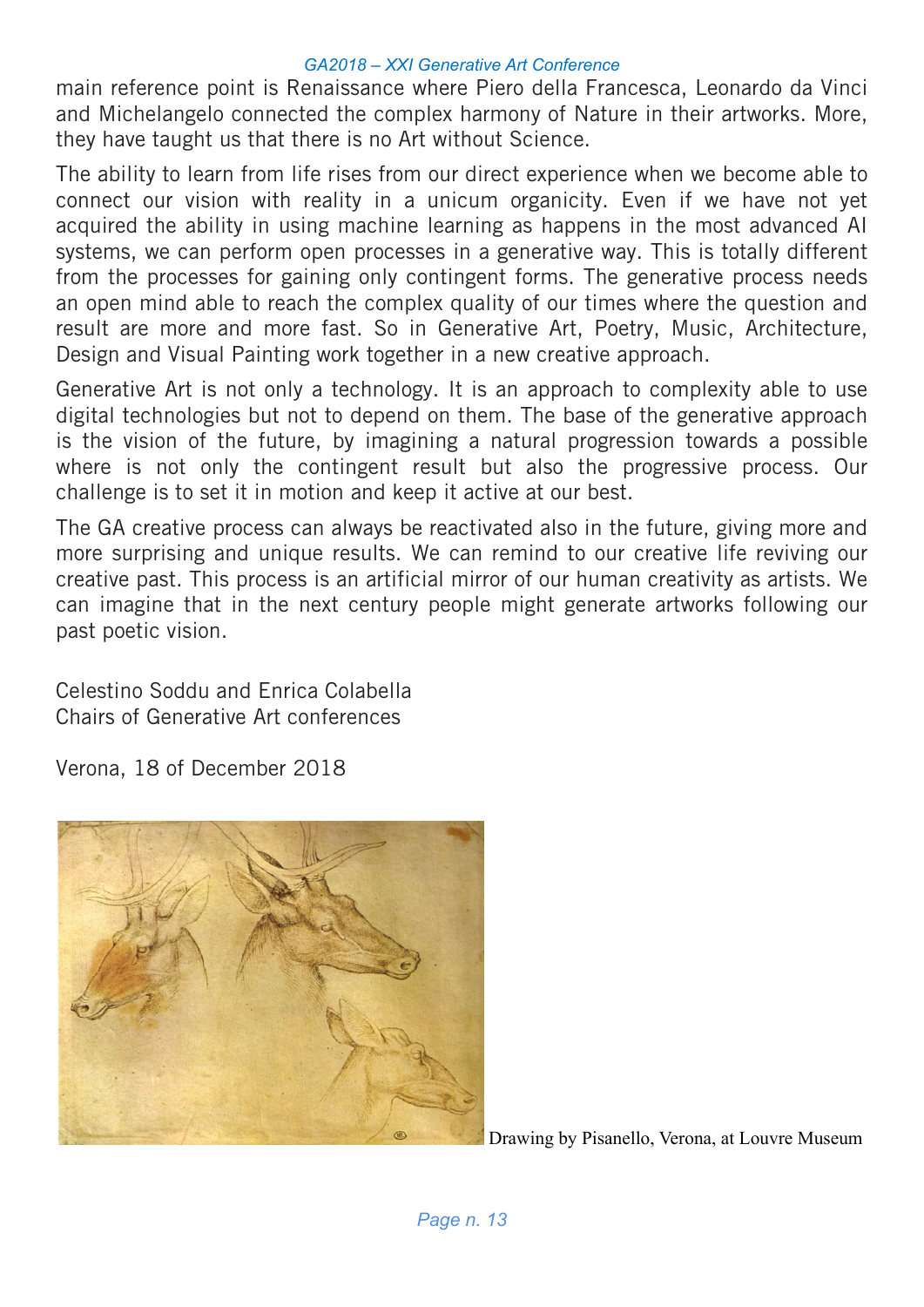main reference point is Renaissance where Piero della Francesca, Leonardo da Vinci and Michelangelo connected the complex harmony of Nature in their artworks. More, they have taught us that there is no Art without Science.

The ability to learn from life rises from our direct experience when we become able to connect our vision with reality in a unicum organicity. Even if we have not yet acquired the ability in using machine learning as happens in the most advanced AI systems, we can perform open processes in a generative way. This is totally different from the processes for gaining only contingent forms. The generative process needs an open mind able to reach the complex quality of our times where the question and result are more and more fast. So in Generative Art, Poetry, Music, Architecture, Design and Visual Painting work together in a new creative approach.

Generative Art is not only a technology. It is an approach to complexity able to use digital technologies but not to depend on them. The base of the generative approach is the vision of the future, by imagining a natural progression towards a possible where is not only the contingent result but also the progressive process. Our challenge is to set it in motion and keep it active at our best.

The GA creative process can always be reactivated also in the future, giving more and more surprising and unique results. We can remind to our creative life reviving our creative past. This process is an artificial mirror of our human creativity as artists. We can imagine that in the next century people might generate artworks following our past poetic vision.

Celestino Soddu and Enrica Colabella
Chairs of Generative Art conferences

Verona, 18 of December 2018

Drawing by Pisanello, Verona, at Louvre Museum